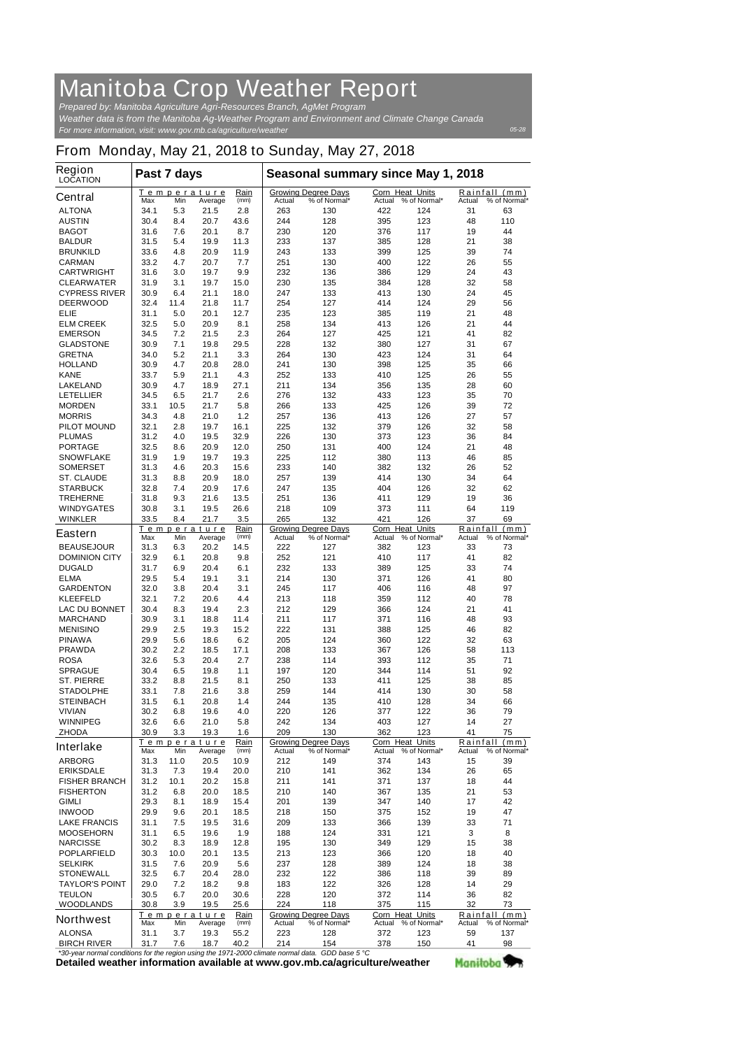# Manitoba Crop Weather Report

*Prepared by: Manitoba Agriculture Agri-Resources Branch, AgMet Program*
*Weather data is from the Manitoba Ag-Weather Program and Environment and Climate Change Canada*
*For more information, visit: www.gov.mb.ca/agriculture/weather*

05-28

## From Monday, May 21, 2018 to Sunday, May 27, 2018

| Region LOCATION | Past 7 days | | | | Seasonal summary since May 1, 2018 | | | | | |
|---|---|---|---|---|---|---|---|---|---|---|
| | Temperature | | | Rain | Growing Degree Days | | Corn Heat Units | | Rainfall (mm) | |
| | Max | Min | Average | (mm) | Actual | % of Normal* | Actual | % of Normal* | Actual | % of Normal* |
| **Central** | | | | | | | | | | |
| ALTONA | 34.1 | 5.3 | 21.5 | 2.8 | 263 | 130 | 422 | 124 | 31 | 63 |
| AUSTIN | 30.4 | 8.4 | 20.7 | 43.6 | 244 | 128 | 395 | 123 | 48 | 110 |
| BAGOT | 31.6 | 7.6 | 20.1 | 8.7 | 230 | 120 | 376 | 117 | 19 | 44 |
| BALDUR | 31.5 | 5.4 | 19.9 | 11.3 | 233 | 137 | 385 | 128 | 21 | 38 |
| BRUNKILD | 33.6 | 4.8 | 20.9 | 11.9 | 243 | 133 | 399 | 125 | 39 | 74 |
| CARMAN | 33.2 | 4.7 | 20.7 | 7.7 | 251 | 130 | 400 | 122 | 26 | 55 |
| CARTWRIGHT | 31.6 | 3.0 | 19.7 | 9.9 | 232 | 136 | 386 | 129 | 24 | 43 |
| CLEARWATER | 31.9 | 3.1 | 19.7 | 15.0 | 230 | 135 | 384 | 128 | 32 | 58 |
| CYPRESS RIVER | 30.9 | 6.4 | 21.1 | 18.0 | 247 | 133 | 413 | 130 | 24 | 45 |
| DEERWOOD | 32.4 | 11.4 | 21.8 | 11.7 | 254 | 127 | 414 | 124 | 29 | 56 |
| ELIE | 31.1 | 5.0 | 20.1 | 12.7 | 235 | 123 | 385 | 119 | 21 | 48 |
| ELM CREEK | 32.5 | 5.0 | 20.9 | 8.1 | 258 | 134 | 413 | 126 | 21 | 44 |
| EMERSON | 34.5 | 7.2 | 21.5 | 2.3 | 264 | 127 | 425 | 121 | 41 | 82 |
| GLADSTONE | 30.9 | 7.1 | 19.8 | 29.5 | 228 | 132 | 380 | 127 | 31 | 67 |
| GRETNA | 34.0 | 5.2 | 21.1 | 3.3 | 264 | 130 | 423 | 124 | 31 | 64 |
| HOLLAND | 30.9 | 4.7 | 20.8 | 28.0 | 241 | 130 | 398 | 125 | 35 | 66 |
| KANE | 33.7 | 5.9 | 21.1 | 4.3 | 252 | 133 | 410 | 125 | 26 | 55 |
| LAKELAND | 30.9 | 4.7 | 18.9 | 27.1 | 211 | 134 | 356 | 135 | 28 | 60 |
| LETELLIER | 34.5 | 6.5 | 21.7 | 2.6 | 276 | 132 | 433 | 123 | 35 | 70 |
| MORDEN | 33.1 | 10.5 | 21.7 | 5.8 | 266 | 133 | 425 | 126 | 39 | 72 |
| MORRIS | 34.3 | 4.8 | 21.0 | 1.2 | 257 | 136 | 413 | 126 | 27 | 57 |
| PILOT MOUND | 32.1 | 2.8 | 19.7 | 16.1 | 225 | 132 | 379 | 126 | 32 | 58 |
| PLUMAS | 31.2 | 4.0 | 19.5 | 32.9 | 226 | 130 | 373 | 123 | 36 | 84 |
| PORTAGE | 32.5 | 8.6 | 20.9 | 12.0 | 250 | 131 | 400 | 124 | 21 | 48 |
| SNOWFLAKE | 31.9 | 1.9 | 19.7 | 19.3 | 225 | 112 | 380 | 113 | 46 | 85 |
| SOMERSET | 31.3 | 4.6 | 20.3 | 15.6 | 233 | 140 | 382 | 132 | 26 | 52 |
| ST. CLAUDE | 31.3 | 8.8 | 20.9 | 18.0 | 257 | 139 | 414 | 130 | 34 | 64 |
| STARBUCK | 32.8 | 7.4 | 20.9 | 17.6 | 247 | 135 | 404 | 126 | 32 | 62 |
| TREHERNE | 31.8 | 9.3 | 21.6 | 13.5 | 251 | 136 | 411 | 129 | 19 | 36 |
| WINDYGATES | 30.8 | 3.1 | 19.5 | 26.6 | 218 | 109 | 373 | 111 | 64 | 119 |
| WINKLER | 33.5 | 8.4 | 21.7 | 3.5 | 265 | 132 | 421 | 126 | 37 | 69 |
| **Eastern** | | | | | | | | | | |
| BEAUSEJOUR | 31.3 | 6.3 | 20.2 | 14.5 | 222 | 127 | 382 | 123 | 33 | 73 |
| DOMINION CITY | 32.9 | 6.1 | 20.8 | 9.8 | 252 | 121 | 410 | 117 | 41 | 82 |
| DUGALD | 31.7 | 6.9 | 20.4 | 6.1 | 232 | 133 | 389 | 125 | 33 | 74 |
| ELMA | 29.5 | 5.4 | 19.1 | 3.1 | 214 | 130 | 371 | 126 | 41 | 80 |
| GARDENTON | 32.0 | 3.8 | 20.4 | 3.1 | 245 | 117 | 406 | 116 | 48 | 97 |
| KLEEFELD | 32.1 | 7.2 | 20.6 | 4.4 | 213 | 118 | 359 | 112 | 40 | 78 |
| LAC DU BONNET | 30.4 | 8.3 | 19.4 | 2.3 | 212 | 129 | 366 | 124 | 21 | 41 |
| MARCHAND | 30.9 | 3.1 | 18.8 | 11.4 | 211 | 117 | 371 | 116 | 48 | 93 |
| MENISINO | 29.9 | 2.5 | 19.3 | 15.2 | 222 | 131 | 388 | 125 | 46 | 82 |
| PINAWA | 29.9 | 5.6 | 18.6 | 6.2 | 205 | 124 | 360 | 122 | 32 | 63 |
| PRAWDA | 30.2 | 2.2 | 18.5 | 17.1 | 208 | 133 | 367 | 126 | 58 | 113 |
| ROSA | 32.6 | 5.3 | 20.4 | 2.7 | 238 | 114 | 393 | 112 | 35 | 71 |
| SPRAGUE | 30.4 | 6.5 | 19.8 | 1.1 | 197 | 120 | 344 | 114 | 51 | 92 |
| ST. PIERRE | 33.2 | 8.8 | 21.5 | 8.1 | 250 | 133 | 411 | 125 | 38 | 85 |
| STADOLPHE | 33.1 | 7.8 | 21.6 | 3.8 | 259 | 144 | 414 | 130 | 30 | 58 |
| STEINBACH | 31.5 | 6.1 | 20.8 | 1.4 | 244 | 135 | 410 | 128 | 34 | 66 |
| VIVIAN | 30.2 | 6.8 | 19.6 | 4.0 | 220 | 126 | 377 | 122 | 36 | 79 |
| WINNIPEG | 32.6 | 6.6 | 21.0 | 5.8 | 242 | 134 | 403 | 127 | 14 | 27 |
| ZHODA | 30.9 | 3.3 | 19.3 | 1.6 | 209 | 130 | 362 | 123 | 41 | 75 |
| **Interlake** | | | | | | | | | | |
| ARBORG | 31.3 | 11.0 | 20.5 | 10.9 | 212 | 149 | 374 | 143 | 15 | 39 |
| ERIKSDALE | 31.3 | 7.3 | 19.4 | 20.0 | 210 | 141 | 362 | 134 | 26 | 65 |
| FISHER BRANCH | 31.2 | 10.1 | 20.2 | 15.8 | 211 | 141 | 371 | 137 | 18 | 44 |
| FISHERTON | 31.2 | 6.8 | 20.0 | 18.5 | 210 | 140 | 367 | 135 | 21 | 53 |
| GIMLI | 29.3 | 8.1 | 18.9 | 15.4 | 201 | 139 | 347 | 140 | 17 | 42 |
| INWOOD | 29.9 | 9.6 | 20.1 | 18.5 | 218 | 150 | 375 | 152 | 19 | 47 |
| LAKE FRANCIS | 31.1 | 7.5 | 19.5 | 31.6 | 209 | 133 | 366 | 139 | 33 | 71 |
| MOOSEHORN | 31.1 | 6.5 | 19.6 | 1.9 | 188 | 124 | 331 | 121 | 3 | 8 |
| NARCISSE | 30.2 | 8.3 | 18.9 | 12.8 | 195 | 130 | 349 | 129 | 15 | 38 |
| POPLARFIELD | 30.3 | 10.0 | 20.1 | 13.5 | 213 | 123 | 366 | 120 | 18 | 40 |
| SELKIRK | 31.5 | 7.6 | 20.9 | 5.6 | 237 | 128 | 389 | 124 | 18 | 38 |
| STONEWALL | 32.5 | 6.7 | 20.4 | 28.0 | 232 | 122 | 386 | 118 | 39 | 89 |
| TAYLOR'S POINT | 29.0 | 7.2 | 18.2 | 9.8 | 183 | 122 | 326 | 128 | 14 | 29 |
| TEULON | 30.5 | 6.7 | 20.0 | 30.6 | 228 | 120 | 372 | 114 | 36 | 82 |
| WOODLANDS | 30.8 | 3.9 | 19.5 | 25.6 | 224 | 118 | 375 | 115 | 32 | 73 |
| **Northwest** | | | | | | | | | | |
| ALONSA | 31.1 | 3.7 | 19.3 | 55.2 | 223 | 128 | 372 | 123 | 59 | 137 |
| BIRCH RIVER | 31.7 | 7.6 | 18.7 | 40.2 | 214 | 154 | 378 | 150 | 41 | 98 |

*\*30-year normal conditions for the region using the 1971-2000 climate normal data. GDD base 5 °C*

**Detailed weather information available at www.gov.mb.ca/agriculture/weather**

Manitoba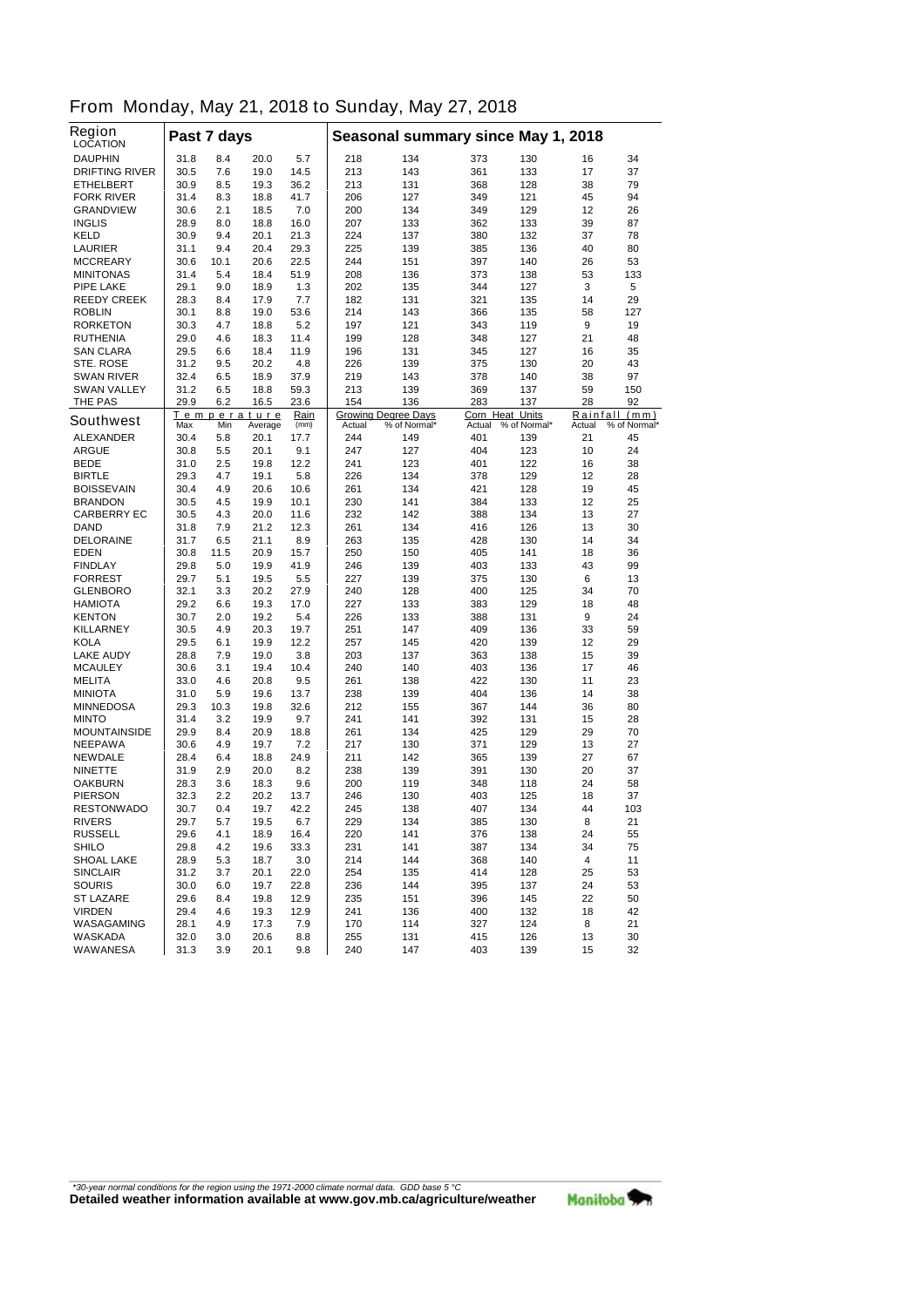# From Monday, May 21, 2018 to Sunday, May 27, 2018

| Region LOCATION | Past 7 days | | | | Seasonal summary since May 1, 2018 | | | | | |
|---|---|---|---|---|---|---|---|---|---|---|
| DAUPHIN | 31.8 | 8.4 | 20.0 | 5.7 | 218 | 134 | 373 | 130 | 16 | 34 |
| DRIFTING RIVER | 30.5 | 7.6 | 19.0 | 14.5 | 213 | 143 | 361 | 133 | 17 | 37 |
| ETHELBERT | 30.9 | 8.5 | 19.3 | 36.2 | 213 | 131 | 368 | 128 | 38 | 79 |
| FORK RIVER | 31.4 | 8.3 | 18.8 | 41.7 | 206 | 127 | 349 | 121 | 45 | 94 |
| GRANDVIEW | 30.6 | 2.1 | 18.5 | 7.0 | 200 | 134 | 349 | 129 | 12 | 26 |
| INGLIS | 28.9 | 8.0 | 18.8 | 16.0 | 207 | 133 | 362 | 133 | 39 | 87 |
| KELD | 30.9 | 9.4 | 20.1 | 21.3 | 224 | 137 | 380 | 132 | 37 | 78 |
| LAURIER | 31.1 | 9.4 | 20.4 | 29.3 | 225 | 139 | 385 | 136 | 40 | 80 |
| MCCREARY | 30.6 | 10.1 | 20.6 | 22.5 | 244 | 151 | 397 | 140 | 26 | 53 |
| MINITONAS | 31.4 | 5.4 | 18.4 | 51.9 | 208 | 136 | 373 | 138 | 53 | 133 |
| PIPE LAKE | 29.1 | 9.0 | 18.9 | 1.3 | 202 | 135 | 344 | 127 | 3 | 5 |
| REEDY CREEK | 28.3 | 8.4 | 17.9 | 7.7 | 182 | 131 | 321 | 135 | 14 | 29 |
| ROBLIN | 30.1 | 8.8 | 19.0 | 53.6 | 214 | 143 | 366 | 135 | 58 | 127 |
| RORKETON | 30.3 | 4.7 | 18.8 | 5.2 | 197 | 121 | 343 | 119 | 9 | 19 |
| RUTHENIA | 29.0 | 4.6 | 18.3 | 11.4 | 199 | 128 | 348 | 127 | 21 | 48 |
| SAN CLARA | 29.5 | 6.6 | 18.4 | 11.9 | 196 | 131 | 345 | 127 | 16 | 35 |
| STE. ROSE | 31.2 | 9.5 | 20.2 | 4.8 | 226 | 139 | 375 | 130 | 20 | 43 |
| SWAN RIVER | 32.4 | 6.5 | 18.9 | 37.9 | 219 | 143 | 378 | 140 | 38 | 97 |
| SWAN VALLEY | 31.2 | 6.5 | 18.8 | 59.3 | 213 | 139 | 369 | 137 | 59 | 150 |
| THE PAS | 29.9 | 6.2 | 16.5 | 23.6 | 154 | 136 | 283 | 137 | 28 | 92 |
| **Southwest** | Temperature | | | Rain | Growing Degree Days | | Corn Heat Units | | Rainfall (mm) | |
| | Max | Min | Average | (mm) | Actual | % of Normal* | Actual | % of Normal* | Actual | % of Normal* |
| ALEXANDER | 30.4 | 5.8 | 20.1 | 17.7 | 244 | 149 | 401 | 139 | 21 | 45 |
| ARGUE | 30.8 | 5.5 | 20.1 | 9.1 | 247 | 127 | 404 | 123 | 10 | 24 |
| BEDE | 31.0 | 2.5 | 19.8 | 12.2 | 241 | 123 | 401 | 122 | 16 | 38 |
| BIRTLE | 29.3 | 4.7 | 19.1 | 5.8 | 226 | 134 | 378 | 129 | 12 | 28 |
| BOISSEVAIN | 30.4 | 4.9 | 20.6 | 10.6 | 261 | 134 | 421 | 128 | 19 | 45 |
| BRANDON | 30.5 | 4.5 | 19.9 | 10.1 | 230 | 141 | 384 | 133 | 12 | 25 |
| CARBERRY EC | 30.5 | 4.3 | 20.0 | 11.6 | 232 | 142 | 388 | 134 | 13 | 27 |
| DAND | 31.8 | 7.9 | 21.2 | 12.3 | 261 | 134 | 416 | 126 | 13 | 30 |
| DELORAINE | 31.7 | 6.5 | 21.1 | 8.9 | 263 | 135 | 428 | 130 | 14 | 34 |
| EDEN | 30.8 | 11.5 | 20.9 | 15.7 | 250 | 150 | 405 | 141 | 18 | 36 |
| FINDLAY | 29.8 | 5.0 | 19.9 | 41.9 | 246 | 139 | 403 | 133 | 43 | 99 |
| FORREST | 29.7 | 5.1 | 19.5 | 5.5 | 227 | 139 | 375 | 130 | 6 | 13 |
| GLENBORO | 32.1 | 3.3 | 20.2 | 27.9 | 240 | 128 | 400 | 125 | 34 | 70 |
| HAMIOTA | 29.2 | 6.6 | 19.3 | 17.0 | 227 | 133 | 383 | 129 | 18 | 48 |
| KENTON | 30.7 | 2.0 | 19.2 | 5.4 | 226 | 133 | 388 | 131 | 9 | 24 |
| KILLARNEY | 30.5 | 4.9 | 20.3 | 19.7 | 251 | 147 | 409 | 136 | 33 | 59 |
| KOLA | 29.5 | 6.1 | 19.9 | 12.2 | 257 | 145 | 420 | 139 | 12 | 29 |
| LAKE AUDY | 28.8 | 7.9 | 19.0 | 3.8 | 203 | 137 | 363 | 138 | 15 | 39 |
| MCAULEY | 30.6 | 3.1 | 19.4 | 10.4 | 240 | 140 | 403 | 136 | 17 | 46 |
| MELITA | 33.0 | 4.6 | 20.8 | 9.5 | 261 | 138 | 422 | 130 | 11 | 23 |
| MINIOTA | 31.0 | 5.9 | 19.6 | 13.7 | 238 | 139 | 404 | 136 | 14 | 38 |
| MINNEDOSA | 29.3 | 10.3 | 19.8 | 32.6 | 212 | 155 | 367 | 144 | 36 | 80 |
| MINTO | 31.4 | 3.2 | 19.9 | 9.7 | 241 | 141 | 392 | 131 | 15 | 28 |
| MOUNTAINSIDE | 29.9 | 8.4 | 20.9 | 18.8 | 261 | 134 | 425 | 129 | 29 | 70 |
| NEEPAWA | 30.6 | 4.9 | 19.7 | 7.2 | 217 | 130 | 371 | 129 | 13 | 27 |
| NEWDALE | 28.4 | 6.4 | 18.8 | 24.9 | 211 | 142 | 365 | 139 | 27 | 67 |
| NINETTE | 31.9 | 2.9 | 20.0 | 8.2 | 238 | 139 | 391 | 130 | 20 | 37 |
| OAKBURN | 28.3 | 3.6 | 18.3 | 9.6 | 200 | 119 | 348 | 118 | 24 | 58 |
| PIERSON | 32.3 | 2.2 | 20.2 | 13.7 | 246 | 130 | 403 | 125 | 18 | 37 |
| RESTONWADO | 30.7 | 0.4 | 19.7 | 42.2 | 245 | 138 | 407 | 134 | 44 | 103 |
| RIVERS | 29.7 | 5.7 | 19.5 | 6.7 | 229 | 134 | 385 | 130 | 8 | 21 |
| RUSSELL | 29.6 | 4.1 | 18.9 | 16.4 | 220 | 141 | 376 | 138 | 24 | 55 |
| SHILO | 29.8 | 4.2 | 19.6 | 33.3 | 231 | 141 | 387 | 134 | 34 | 75 |
| SHOAL LAKE | 28.9 | 5.3 | 18.7 | 3.0 | 214 | 144 | 368 | 140 | 4 | 11 |
| SINCLAIR | 31.2 | 3.7 | 20.1 | 22.0 | 254 | 135 | 414 | 128 | 25 | 53 |
| SOURIS | 30.0 | 6.0 | 19.7 | 22.8 | 236 | 144 | 395 | 137 | 24 | 53 |
| ST LAZARE | 29.6 | 8.4 | 19.8 | 12.9 | 235 | 151 | 396 | 145 | 22 | 50 |
| VIRDEN | 29.4 | 4.6 | 19.3 | 12.9 | 241 | 136 | 400 | 132 | 18 | 42 |
| WASAGAMING | 28.1 | 4.9 | 17.3 | 7.9 | 170 | 114 | 327 | 124 | 8 | 21 |
| WASKADA | 32.0 | 3.0 | 20.6 | 8.8 | 255 | 131 | 415 | 126 | 13 | 30 |
| WAWANESA | 31.3 | 3.9 | 20.1 | 9.8 | 240 | 147 | 403 | 139 | 15 | 32 |

*30-year normal conditions for the region using the 1971-2000 climate normal data. GDD base 5 °C

**Detailed weather information available at www.gov.mb.ca/agriculture/weather**

Manitoba